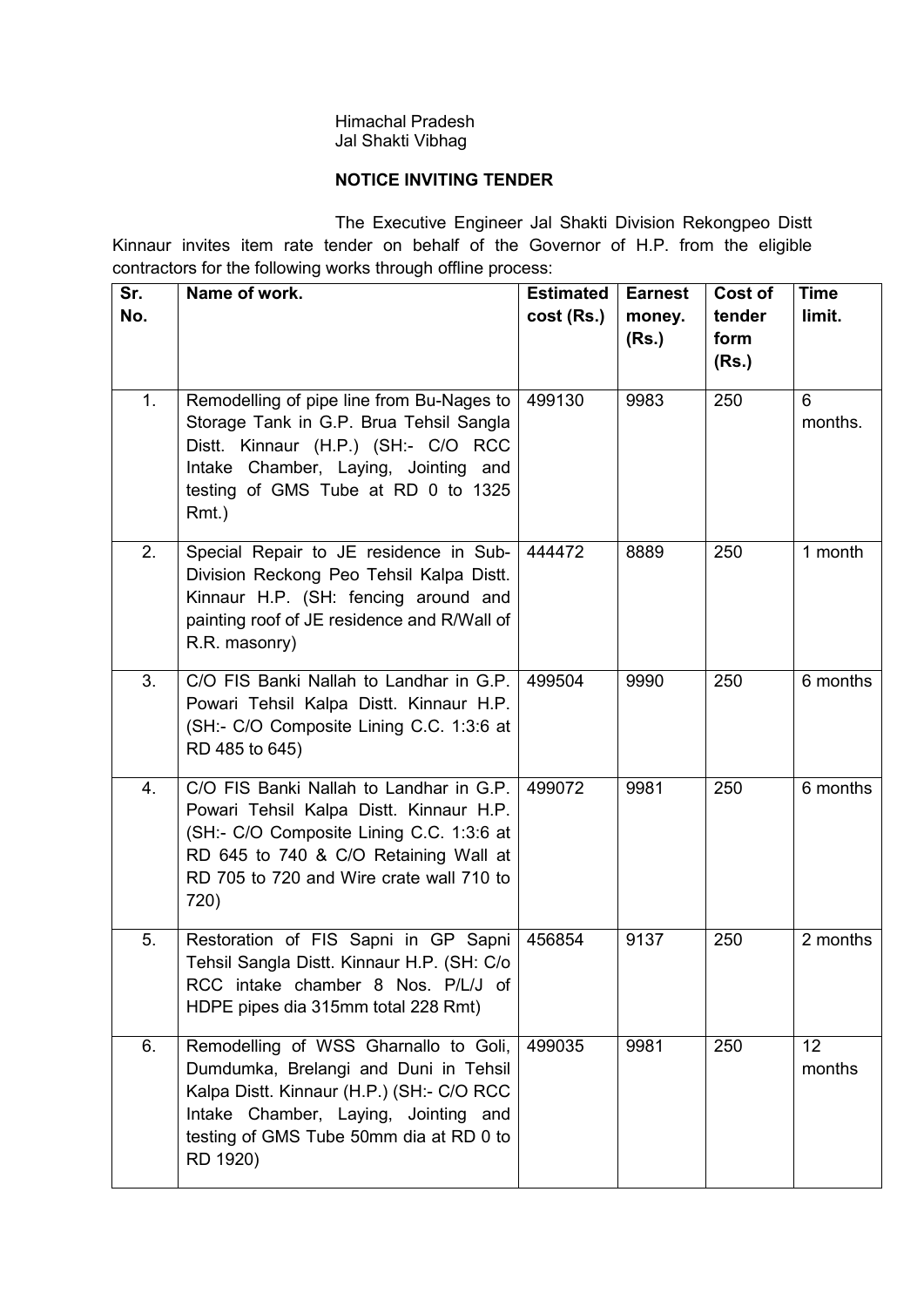Himachal Pradesh
Jal Shakti Vibhag

**NOTICE INVITING TENDER**

The Executive Engineer Jal Shakti Division Rekongpeo Distt Kinnaur invites item rate tender on behalf of the Governor of H.P. from the eligible contractors for the following works through offline process:

| Sr. No. | Name of work. | Estimated cost (Rs.) | Earnest money. (Rs.) | Cost of tender form (Rs.) | Time limit. |
|---|---|---|---|---|---|
| 1. | Remodelling of pipe line from Bu-Nages to Storage Tank in G.P. Brua Tehsil Sangla Distt. Kinnaur (H.P.) (SH:- C/O RCC Intake Chamber, Laying, Jointing and testing of GMS Tube at RD 0 to 1325 Rmt.) | 499130 | 9983 | 250 | 6 months. |
| 2. | Special Repair to JE residence in Sub-Division Reckong Peo Tehsil Kalpa Distt. Kinnaur H.P. (SH: fencing around and painting roof of JE residence and R/Wall of R.R. masonry) | 444472 | 8889 | 250 | 1 month |
| 3. | C/O FIS Banki Nallah to Landhar in G.P. Powari Tehsil Kalpa Distt. Kinnaur H.P. (SH:- C/O Composite Lining C.C. 1:3:6 at RD 485 to 645) | 499504 | 9990 | 250 | 6 months |
| 4. | C/O FIS Banki Nallah to Landhar in G.P. Powari Tehsil Kalpa Distt. Kinnaur H.P. (SH:- C/O Composite Lining C.C. 1:3:6 at RD 645 to 740 & C/O Retaining Wall at RD 705 to 720 and Wire crate wall 710 to 720) | 499072 | 9981 | 250 | 6 months |
| 5. | Restoration of FIS Sapni in GP Sapni Tehsil Sangla Distt. Kinnaur H.P. (SH: C/o RCC intake chamber 8 Nos. P/L/J of HDPE pipes dia 315mm total 228 Rmt) | 456854 | 9137 | 250 | 2 months |
| 6. | Remodelling of WSS Gharnallo to Goli, Dumdumka, Brelangi and Duni in Tehsil Kalpa Distt. Kinnaur (H.P.) (SH:- C/O RCC Intake Chamber, Laying, Jointing and testing of GMS Tube 50mm dia at RD 0 to RD 1920) | 499035 | 9981 | 250 | 12 months |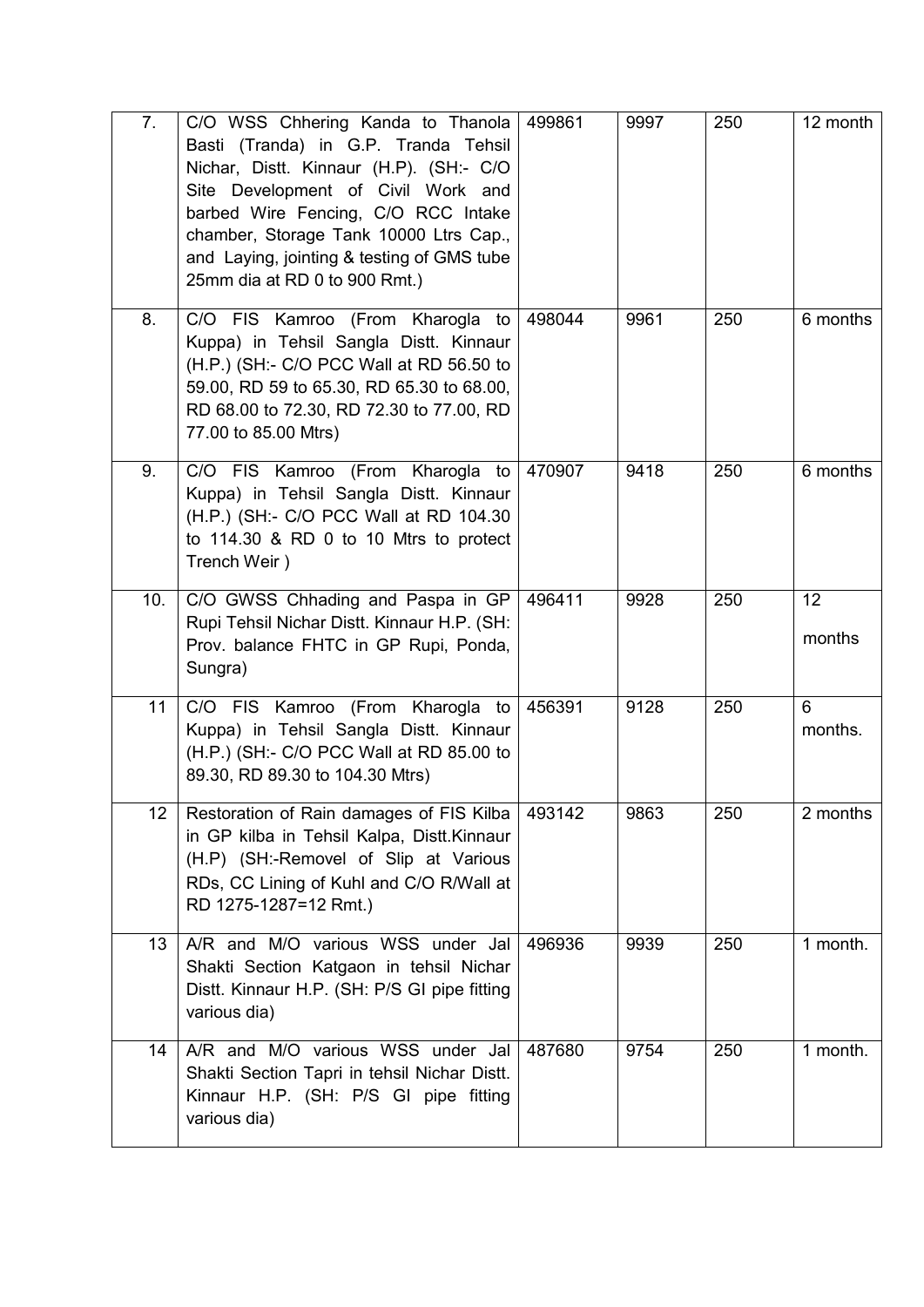| | | | | | |
|---|---|---|---|---|---|
| 7. | C/O WSS Chhering Kanda to Thanola Basti (Tranda) in G.P. Tranda Tehsil Nichar, Distt. Kinnaur (H.P). (SH:- C/O Site Development of Civil Work and barbed Wire Fencing, C/O RCC Intake chamber, Storage Tank 10000 Ltrs Cap., and Laying, jointing & testing of GMS tube 25mm dia at RD 0 to 900 Rmt.) | 499861 | 9997 | 250 | 12 month |
| 8. | C/O FIS Kamroo (From Kharogla to Kuppa) in Tehsil Sangla Distt. Kinnaur (H.P.) (SH:- C/O PCC Wall at RD 56.50 to 59.00, RD 59 to 65.30, RD 65.30 to 68.00, RD 68.00 to 72.30, RD 72.30 to 77.00, RD 77.00 to 85.00 Mtrs) | 498044 | 9961 | 250 | 6 months |
| 9. | C/O FIS Kamroo (From Kharogla to Kuppa) in Tehsil Sangla Distt. Kinnaur (H.P.) (SH:- C/O PCC Wall at RD 104.30 to 114.30 & RD 0 to 10 Mtrs to protect Trench Weir ) | 470907 | 9418 | 250 | 6 months |
| 10. | C/O GWSS Chhading and Paspa in GP Rupi Tehsil Nichar Distt. Kinnaur H.P. (SH: Prov. balance FHTC in GP Rupi, Ponda, Sungra) | 496411 | 9928 | 250 | 12 months |
| 11 | C/O FIS Kamroo (From Kharogla to Kuppa) in Tehsil Sangla Distt. Kinnaur (H.P.) (SH:- C/O PCC Wall at RD 85.00 to 89.30, RD 89.30 to 104.30 Mtrs) | 456391 | 9128 | 250 | 6 months. |
| 12 | Restoration of Rain damages of FIS Kilba in GP kilba in Tehsil Kalpa, Distt.Kinnaur (H.P) (SH:-Removel of Slip at Various RDs, CC Lining of Kuhl and C/O R/Wall at RD 1275-1287=12 Rmt.) | 493142 | 9863 | 250 | 2 months |
| 13 | A/R and M/O various WSS under Jal Shakti Section Katgaon in tehsil Nichar Distt. Kinnaur H.P. (SH: P/S GI pipe fitting various dia) | 496936 | 9939 | 250 | 1 month. |
| 14 | A/R and M/O various WSS under Jal Shakti Section Tapri in tehsil Nichar Distt. Kinnaur H.P. (SH: P/S GI pipe fitting various dia) | 487680 | 9754 | 250 | 1 month. |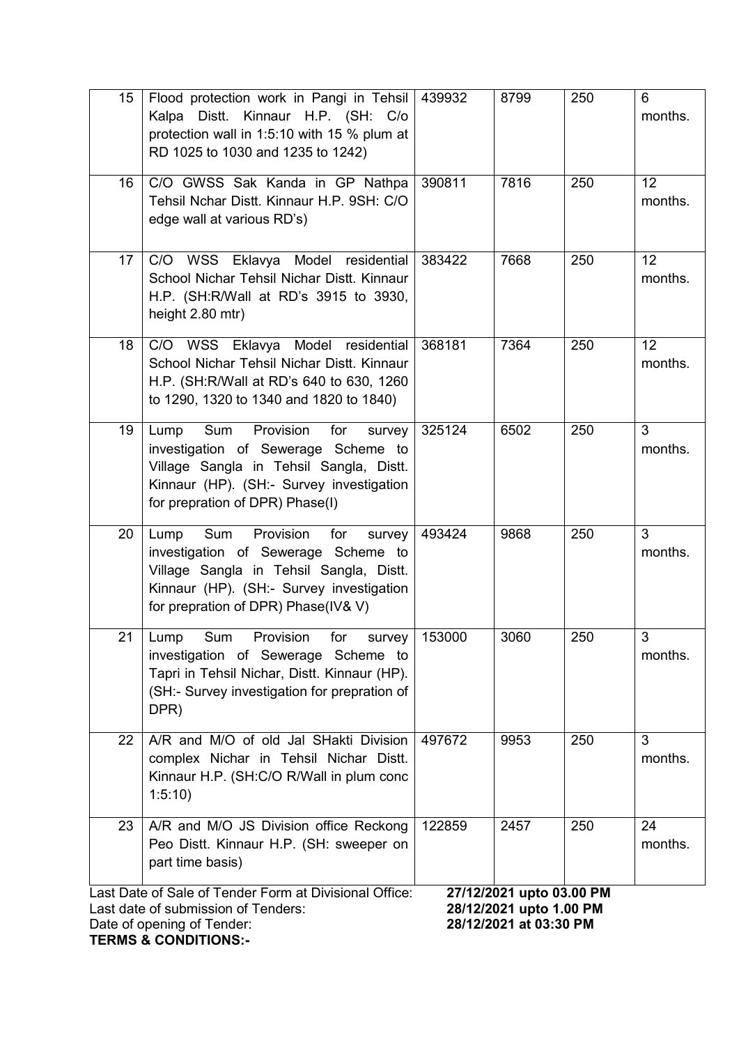| 15 | Flood protection work in Pangi in Tehsil Kalpa Distt. Kinnaur H.P. (SH: C/o protection wall in 1:5:10 with 15 % plum at RD 1025 to 1030 and 1235 to 1242) | 439932 | 8799 | 250 | 6 months. |
|---|---|---|---|---|---|
| 16 | C/O GWSS Sak Kanda in GP Nathpa Tehsil Nchar Distt. Kinnaur H.P. 9SH: C/O edge wall at various RD's) | 390811 | 7816 | 250 | 12 months. |
| 17 | C/O WSS Eklavya Model residential School Nichar Tehsil Nichar Distt. Kinnaur H.P. (SH:R/Wall at RD's 3915 to 3930, height 2.80 mtr) | 383422 | 7668 | 250 | 12 months. |
| 18 | C/O WSS Eklavya Model residential School Nichar Tehsil Nichar Distt. Kinnaur H.P. (SH:R/Wall at RD's 640 to 630, 1260 to 1290, 1320 to 1340 and 1820 to 1840) | 368181 | 7364 | 250 | 12 months. |
| 19 | Lump Sum Provision for survey investigation of Sewerage Scheme to Village Sangla in Tehsil Sangla, Distt. Kinnaur (HP). (SH:- Survey investigation for prepration of DPR) Phase(I) | 325124 | 6502 | 250 | 3 months. |
| 20 | Lump Sum Provision for survey investigation of Sewerage Scheme to Village Sangla in Tehsil Sangla, Distt. Kinnaur (HP). (SH:- Survey investigation for prepration of DPR) Phase(IV& V) | 493424 | 9868 | 250 | 3 months. |
| 21 | Lump Sum Provision for survey investigation of Sewerage Scheme to Tapri in Tehsil Nichar, Distt. Kinnaur (HP). (SH:- Survey investigation for prepration of DPR) | 153000 | 3060 | 250 | 3 months. |
| 22 | A/R and M/O of old Jal SHakti Division complex Nichar in Tehsil Nichar Distt. Kinnaur H.P. (SH:C/O R/Wall in plum conc 1:5:10) | 497672 | 9953 | 250 | 3 months. |
| 23 | A/R and M/O JS Division office Reckong Peo Distt. Kinnaur H.P. (SH: sweeper on part time basis) | 122859 | 2457 | 250 | 24 months. |

Last Date of Sale of Tender Form at Divisional Office: **27/12/2021 upto 03.00 PM**
Last date of submission of Tenders: **28/12/2021 upto 1.00 PM**
Date of opening of Tender: **28/12/2021 at 03:30 PM**

**TERMS & CONDITIONS:-**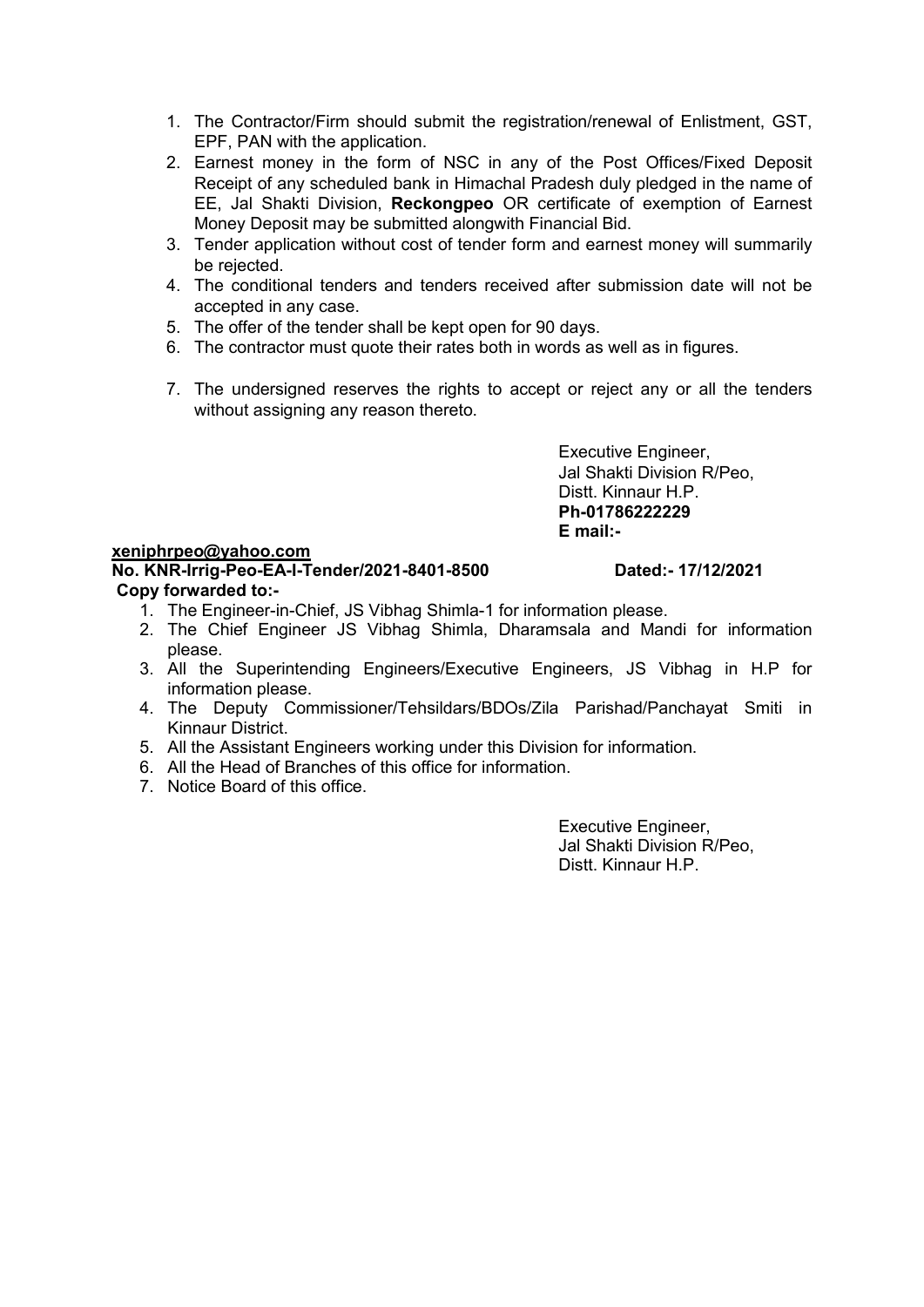1. The Contractor/Firm should submit the registration/renewal of Enlistment, GST, EPF, PAN with the application.
2. Earnest money in the form of NSC in any of the Post Offices/Fixed Deposit Receipt of any scheduled bank in Himachal Pradesh duly pledged in the name of EE, Jal Shakti Division, **Reckongpeo** OR certificate of exemption of Earnest Money Deposit may be submitted alongwith Financial Bid.
3. Tender application without cost of tender form and earnest money will summarily be rejected.
4. The conditional tenders and tenders received after submission date will not be accepted in any case.
5. The offer of the tender shall be kept open for 90 days.
6. The contractor must quote their rates both in words as well as in figures.
7. The undersigned reserves the rights to accept or reject any or all the tenders without assigning any reason thereto.

Executive Engineer,
Jal Shakti Division R/Peo,
Distt. Kinnaur H.P.
**Ph-01786222229**
**E mail:-**

**xeniphrpeo@yahoo.com**

**No. KNR-Irrig-Peo-EA-I-Tender/2021-8401-8500** **Dated:- 17/12/2021**

**Copy forwarded to:-**

1. The Engineer-in-Chief, JS Vibhag Shimla-1 for information please.
2. The Chief Engineer JS Vibhag Shimla, Dharamsala and Mandi for information please.
3. All the Superintending Engineers/Executive Engineers, JS Vibhag in H.P for information please.
4. The Deputy Commissioner/Tehsildars/BDOs/Zila Parishad/Panchayat Smiti in Kinnaur District.
5. All the Assistant Engineers working under this Division for information.
6. All the Head of Branches of this office for information.
7. Notice Board of this office.

Executive Engineer,
Jal Shakti Division R/Peo,
Distt. Kinnaur H.P.